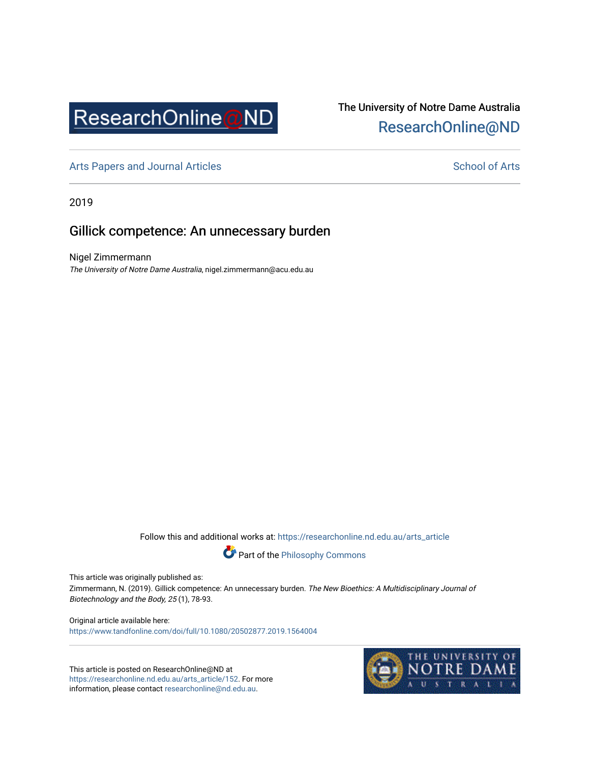ResearchOnline@ND

The University of Notre Dame Australia
ResearchOnline@ND

Arts Papers and Journal Articles

School of Arts

2019

# Gillick competence: An unnecessary burden

Nigel Zimmermann
*The University of Notre Dame Australia*, nigel.zimmermann@acu.edu.au

Follow this and additional works at: https://researchonline.nd.edu.au/arts_article

Part of the Philosophy Commons

This article was originally published as:
Zimmermann, N. (2019). Gillick competence: An unnecessary burden. *The New Bioethics: A Multidisciplinary Journal of Biotechnology and the Body, 25* (1), 78-93.

Original article available here:
https://www.tandfonline.com/doi/full/10.1080/20502877.2019.1564004

This article is posted on ResearchOnline@ND at https://researchonline.nd.edu.au/arts_article/152. For more information, please contact researchonline@nd.edu.au.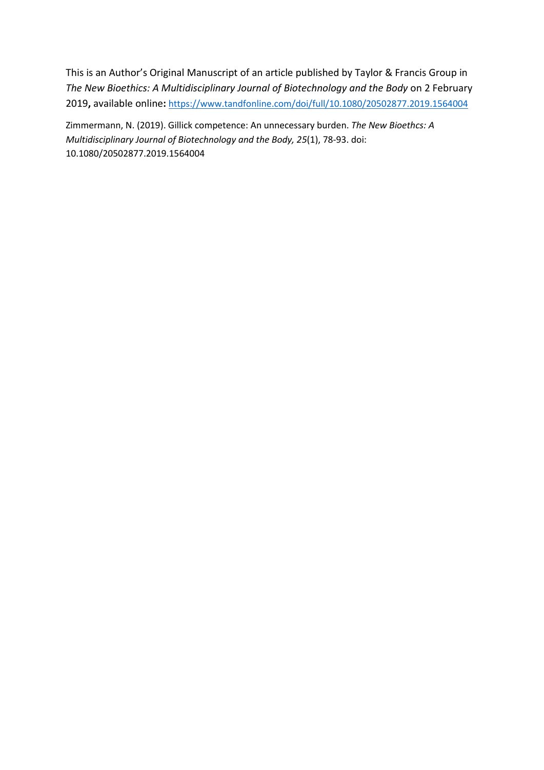This is an Author's Original Manuscript of an article published by Taylor & Francis Group in *The New Bioethics: A Multidisciplinary Journal of Biotechnology and the Body* on 2 February 2019**,** available online**:** https://www.tandfonline.com/doi/full/10.1080/20502877.2019.1564004

Zimmermann, N. (2019). Gillick competence: An unnecessary burden. *The New Bioethcs: A Multidisciplinary Journal of Biotechnology and the Body, 25*(1), 78-93. doi: 10.1080/20502877.2019.1564004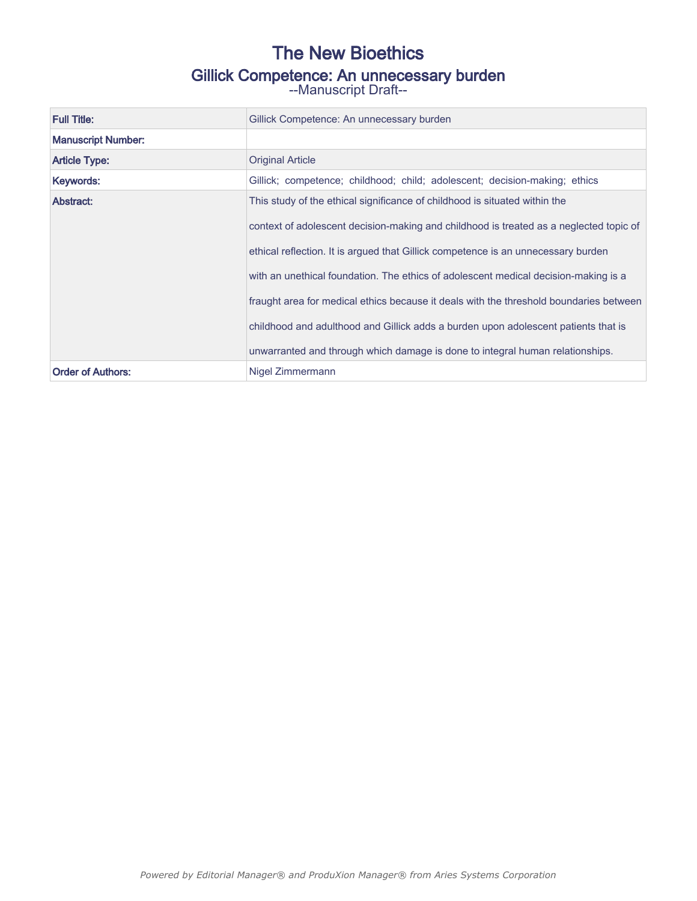# The New Bioethics

## Gillick Competence: An unnecessary burden

--Manuscript Draft--

| Full Title: | Gillick Competence: An unnecessary burden |
| --- | --- |
| Manuscript Number: | |
| Article Type: | Original Article |
| Keywords: | Gillick; competence; childhood; child; adolescent; decision-making; ethics |
| Abstract: | This study of the ethical significance of childhood is situated within the context of adolescent decision-making and childhood is treated as a neglected topic of ethical reflection. It is argued that Gillick competence is an unnecessary burden with an unethical foundation. The ethics of adolescent medical decision-making is a fraught area for medical ethics because it deals with the threshold boundaries between childhood and adulthood and Gillick adds a burden upon adolescent patients that is unwarranted and through which damage is done to integral human relationships. |
| Order of Authors: | Nigel Zimmermann |

*Powered by Editorial Manager® and ProduXion Manager® from Aries Systems Corporation*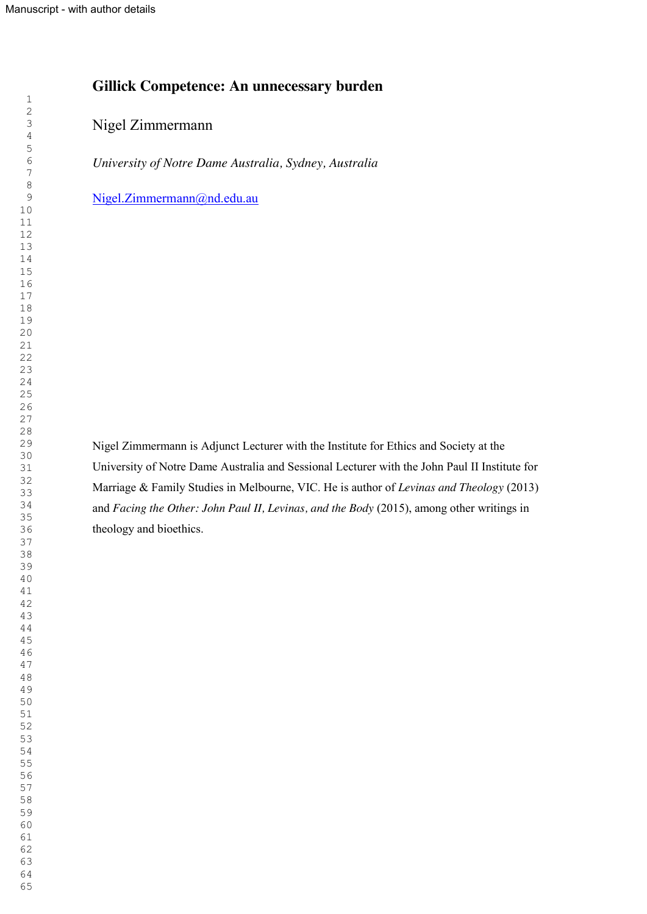# Gillick Competence: An unnecessary burden

Nigel Zimmermann

*University of Notre Dame Australia, Sydney, Australia*

Nigel.Zimmermann@nd.edu.au

Nigel Zimmermann is Adjunct Lecturer with the Institute for Ethics and Society at the University of Notre Dame Australia and Sessional Lecturer with the John Paul II Institute for Marriage & Family Studies in Melbourne, VIC. He is author of *Levinas and Theology* (2013) and *Facing the Other: John Paul II, Levinas, and the Body* (2015), among other writings in theology and bioethics.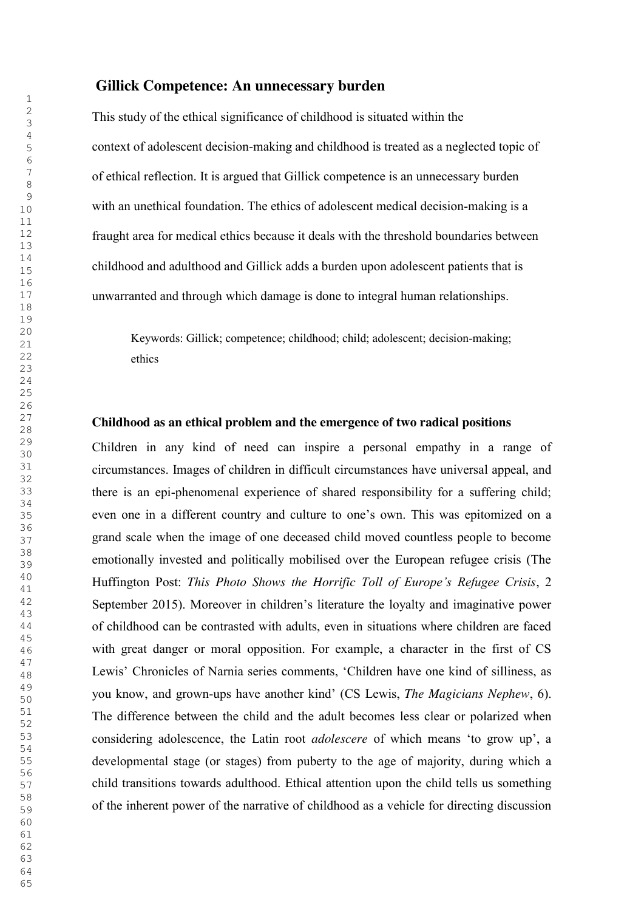# Gillick Competence: An unnecessary burden

This study of the ethical significance of childhood is situated within the context of adolescent decision-making and childhood is treated as a neglected topic of of ethical reflection. It is argued that Gillick competence is an unnecessary burden with an unethical foundation. The ethics of adolescent medical decision-making is a fraught area for medical ethics because it deals with the threshold boundaries between childhood and adulthood and Gillick adds a burden upon adolescent patients that is unwarranted and through which damage is done to integral human relationships.

Keywords: Gillick; competence; childhood; child; adolescent; decision-making; ethics

### Childhood as an ethical problem and the emergence of two radical positions

Children in any kind of need can inspire a personal empathy in a range of circumstances. Images of children in difficult circumstances have universal appeal, and there is an epi-phenomenal experience of shared responsibility for a suffering child; even one in a different country and culture to one's own. This was epitomized on a grand scale when the image of one deceased child moved countless people to become emotionally invested and politically mobilised over the European refugee crisis (The Huffington Post: *This Photo Shows the Horrific Toll of Europe's Refugee Crisis*, 2 September 2015). Moreover in children's literature the loyalty and imaginative power of childhood can be contrasted with adults, even in situations where children are faced with great danger or moral opposition. For example, a character in the first of CS Lewis' Chronicles of Narnia series comments, 'Children have one kind of silliness, as you know, and grown-ups have another kind' (CS Lewis, *The Magicians Nephew*, 6). The difference between the child and the adult becomes less clear or polarized when considering adolescence, the Latin root *adolescere* of which means 'to grow up', a developmental stage (or stages) from puberty to the age of majority, during which a child transitions towards adulthood. Ethical attention upon the child tells us something of the inherent power of the narrative of childhood as a vehicle for directing discussion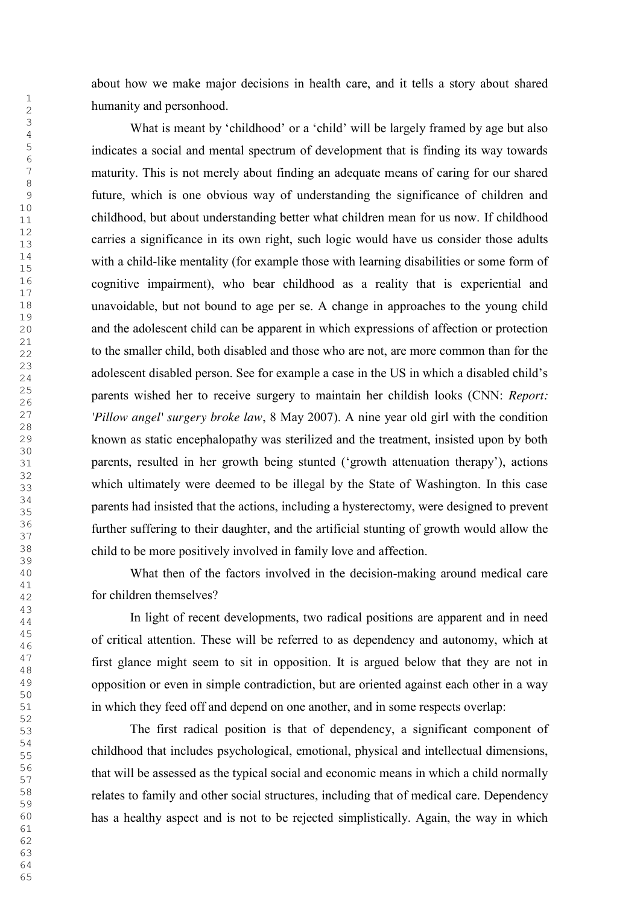about how we make major decisions in health care, and it tells a story about shared humanity and personhood.

What is meant by 'childhood' or a 'child' will be largely framed by age but also indicates a social and mental spectrum of development that is finding its way towards maturity. This is not merely about finding an adequate means of caring for our shared future, which is one obvious way of understanding the significance of children and childhood, but about understanding better what children mean for us now. If childhood carries a significance in its own right, such logic would have us consider those adults with a child-like mentality (for example those with learning disabilities or some form of cognitive impairment), who bear childhood as a reality that is experiential and unavoidable, but not bound to age per se. A change in approaches to the young child and the adolescent child can be apparent in which expressions of affection or protection to the smaller child, both disabled and those who are not, are more common than for the adolescent disabled person. See for example a case in the US in which a disabled child's parents wished her to receive surgery to maintain her childish looks (CNN: *Report: 'Pillow angel' surgery broke law*, 8 May 2007). A nine year old girl with the condition known as static encephalopathy was sterilized and the treatment, insisted upon by both parents, resulted in her growth being stunted ('growth attenuation therapy'), actions which ultimately were deemed to be illegal by the State of Washington. In this case parents had insisted that the actions, including a hysterectomy, were designed to prevent further suffering to their daughter, and the artificial stunting of growth would allow the child to be more positively involved in family love and affection.

What then of the factors involved in the decision-making around medical care for children themselves?

In light of recent developments, two radical positions are apparent and in need of critical attention. These will be referred to as dependency and autonomy, which at first glance might seem to sit in opposition. It is argued below that they are not in opposition or even in simple contradiction, but are oriented against each other in a way in which they feed off and depend on one another, and in some respects overlap:

The first radical position is that of dependency, a significant component of childhood that includes psychological, emotional, physical and intellectual dimensions, that will be assessed as the typical social and economic means in which a child normally relates to family and other social structures, including that of medical care. Dependency has a healthy aspect and is not to be rejected simplistically. Again, the way in which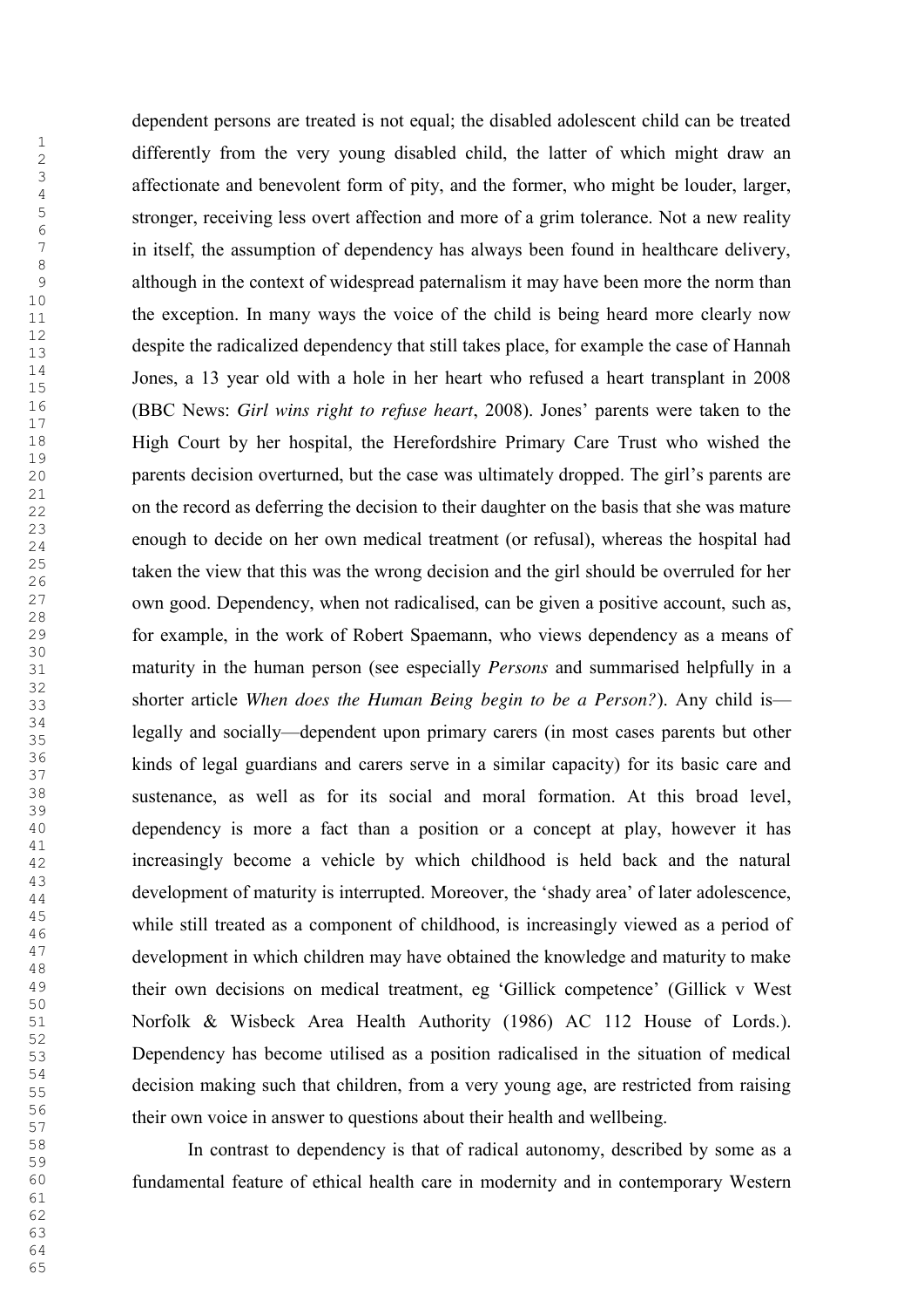dependent persons are treated is not equal; the disabled adolescent child can be treated differently from the very young disabled child, the latter of which might draw an affectionate and benevolent form of pity, and the former, who might be louder, larger, stronger, receiving less overt affection and more of a grim tolerance. Not a new reality in itself, the assumption of dependency has always been found in healthcare delivery, although in the context of widespread paternalism it may have been more the norm than the exception. In many ways the voice of the child is being heard more clearly now despite the radicalized dependency that still takes place, for example the case of Hannah Jones, a 13 year old with a hole in her heart who refused a heart transplant in 2008 (BBC News: *Girl wins right to refuse heart*, 2008). Jones' parents were taken to the High Court by her hospital, the Herefordshire Primary Care Trust who wished the parents decision overturned, but the case was ultimately dropped. The girl's parents are on the record as deferring the decision to their daughter on the basis that she was mature enough to decide on her own medical treatment (or refusal), whereas the hospital had taken the view that this was the wrong decision and the girl should be overruled for her own good. Dependency, when not radicalised, can be given a positive account, such as, for example, in the work of Robert Spaemann, who views dependency as a means of maturity in the human person (see especially *Persons* and summarised helpfully in a shorter article *When does the Human Being begin to be a Person?*). Any child is—legally and socially—dependent upon primary carers (in most cases parents but other kinds of legal guardians and carers serve in a similar capacity) for its basic care and sustenance, as well as for its social and moral formation. At this broad level, dependency is more a fact than a position or a concept at play, however it has increasingly become a vehicle by which childhood is held back and the natural development of maturity is interrupted. Moreover, the 'shady area' of later adolescence, while still treated as a component of childhood, is increasingly viewed as a period of development in which children may have obtained the knowledge and maturity to make their own decisions on medical treatment, eg 'Gillick competence' (Gillick v West Norfolk & Wisbeck Area Health Authority (1986) AC 112 House of Lords.). Dependency has become utilised as a position radicalised in the situation of medical decision making such that children, from a very young age, are restricted from raising their own voice in answer to questions about their health and wellbeing.

In contrast to dependency is that of radical autonomy, described by some as a fundamental feature of ethical health care in modernity and in contemporary Western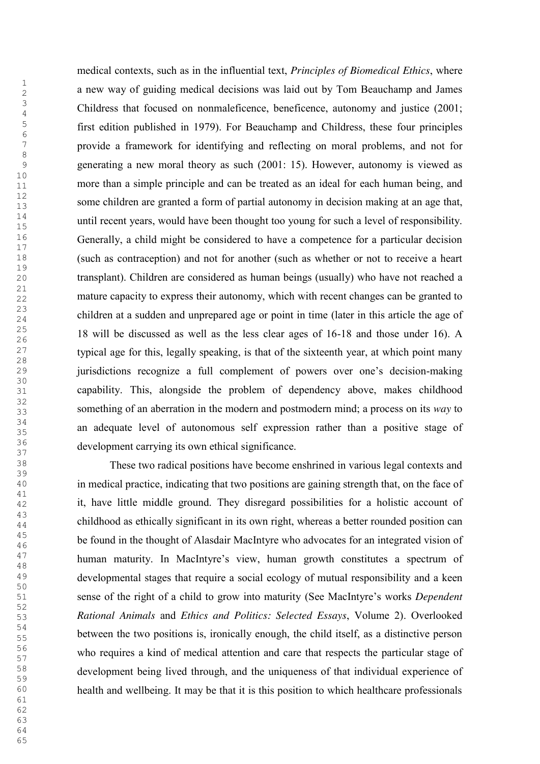medical contexts, such as in the influential text, *Principles of Biomedical Ethics*, where a new way of guiding medical decisions was laid out by Tom Beauchamp and James Childress that focused on nonmaleficence, beneficence, autonomy and justice (2001; first edition published in 1979). For Beauchamp and Childress, these four principles provide a framework for identifying and reflecting on moral problems, and not for generating a new moral theory as such (2001: 15). However, autonomy is viewed as more than a simple principle and can be treated as an ideal for each human being, and some children are granted a form of partial autonomy in decision making at an age that, until recent years, would have been thought too young for such a level of responsibility. Generally, a child might be considered to have a competence for a particular decision (such as contraception) and not for another (such as whether or not to receive a heart transplant). Children are considered as human beings (usually) who have not reached a mature capacity to express their autonomy, which with recent changes can be granted to children at a sudden and unprepared age or point in time (later in this article the age of 18 will be discussed as well as the less clear ages of 16-18 and those under 16). A typical age for this, legally speaking, is that of the sixteenth year, at which point many jurisdictions recognize a full complement of powers over one's decision-making capability. This, alongside the problem of dependency above, makes childhood something of an aberration in the modern and postmodern mind; a process on its *way* to an adequate level of autonomous self expression rather than a positive stage of development carrying its own ethical significance.

These two radical positions have become enshrined in various legal contexts and in medical practice, indicating that two positions are gaining strength that, on the face of it, have little middle ground. They disregard possibilities for a holistic account of childhood as ethically significant in its own right, whereas a better rounded position can be found in the thought of Alasdair MacIntyre who advocates for an integrated vision of human maturity. In MacIntyre's view, human growth constitutes a spectrum of developmental stages that require a social ecology of mutual responsibility and a keen sense of the right of a child to grow into maturity (See MacIntyre's works *Dependent Rational Animals* and *Ethics and Politics: Selected Essays*, Volume 2). Overlooked between the two positions is, ironically enough, the child itself, as a distinctive person who requires a kind of medical attention and care that respects the particular stage of development being lived through, and the uniqueness of that individual experience of health and wellbeing. It may be that it is this position to which healthcare professionals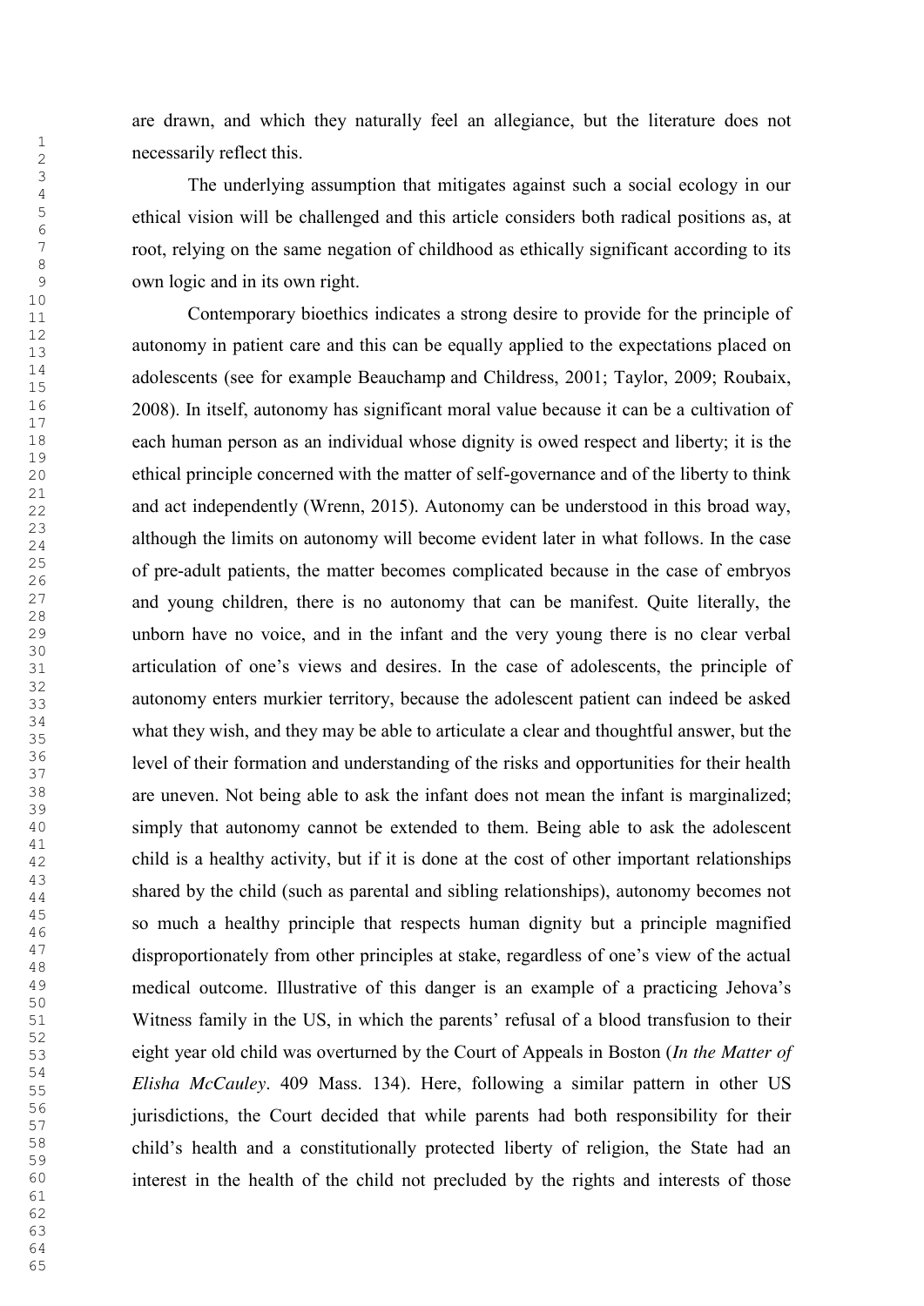are drawn, and which they naturally feel an allegiance, but the literature does not necessarily reflect this.

The underlying assumption that mitigates against such a social ecology in our ethical vision will be challenged and this article considers both radical positions as, at root, relying on the same negation of childhood as ethically significant according to its own logic and in its own right.

Contemporary bioethics indicates a strong desire to provide for the principle of autonomy in patient care and this can be equally applied to the expectations placed on adolescents (see for example Beauchamp and Childress, 2001; Taylor, 2009; Roubaix, 2008). In itself, autonomy has significant moral value because it can be a cultivation of each human person as an individual whose dignity is owed respect and liberty; it is the ethical principle concerned with the matter of self-governance and of the liberty to think and act independently (Wrenn, 2015). Autonomy can be understood in this broad way, although the limits on autonomy will become evident later in what follows. In the case of pre-adult patients, the matter becomes complicated because in the case of embryos and young children, there is no autonomy that can be manifest. Quite literally, the unborn have no voice, and in the infant and the very young there is no clear verbal articulation of one's views and desires. In the case of adolescents, the principle of autonomy enters murkier territory, because the adolescent patient can indeed be asked what they wish, and they may be able to articulate a clear and thoughtful answer, but the level of their formation and understanding of the risks and opportunities for their health are uneven. Not being able to ask the infant does not mean the infant is marginalized; simply that autonomy cannot be extended to them. Being able to ask the adolescent child is a healthy activity, but if it is done at the cost of other important relationships shared by the child (such as parental and sibling relationships), autonomy becomes not so much a healthy principle that respects human dignity but a principle magnified disproportionately from other principles at stake, regardless of one's view of the actual medical outcome. Illustrative of this danger is an example of a practicing Jehova's Witness family in the US, in which the parents' refusal of a blood transfusion to their eight year old child was overturned by the Court of Appeals in Boston (*In the Matter of Elisha McCauley*. 409 Mass. 134). Here, following a similar pattern in other US jurisdictions, the Court decided that while parents had both responsibility for their child's health and a constitutionally protected liberty of religion, the State had an interest in the health of the child not precluded by the rights and interests of those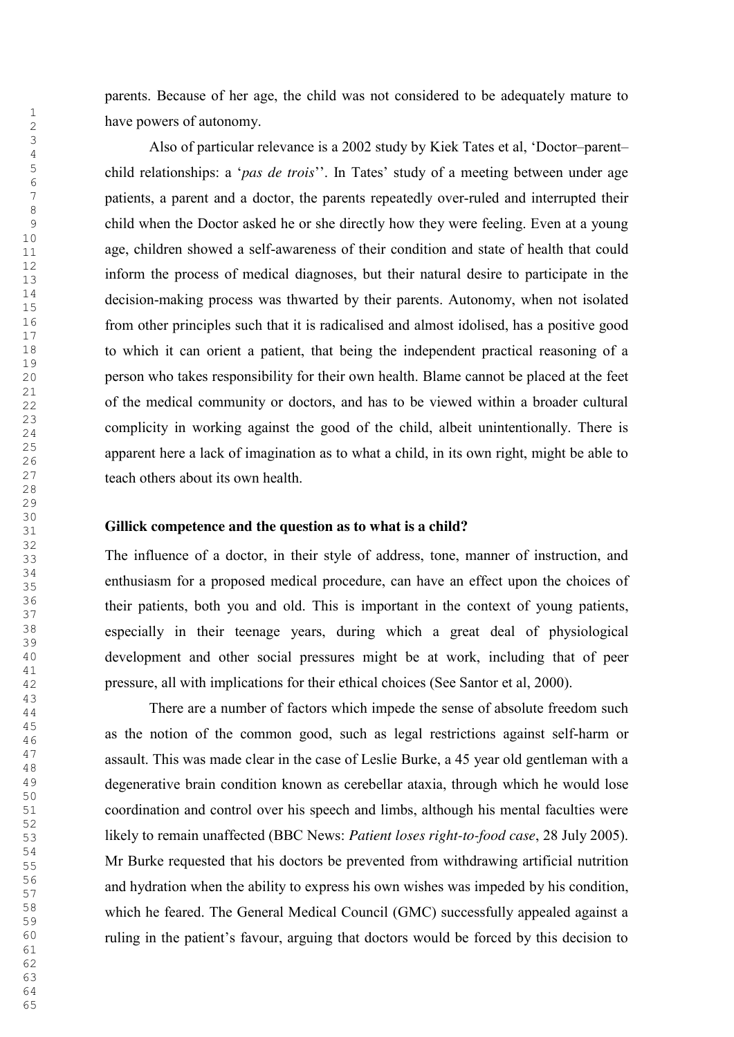parents. Because of her age, the child was not considered to be adequately mature to have powers of autonomy.

Also of particular relevance is a 2002 study by Kiek Tates et al, 'Doctor–parent–child relationships: a '*pas de trois*''. In Tates' study of a meeting between under age patients, a parent and a doctor, the parents repeatedly over-ruled and interrupted their child when the Doctor asked he or she directly how they were feeling. Even at a young age, children showed a self-awareness of their condition and state of health that could inform the process of medical diagnoses, but their natural desire to participate in the decision-making process was thwarted by their parents. Autonomy, when not isolated from other principles such that it is radicalised and almost idolised, has a positive good to which it can orient a patient, that being the independent practical reasoning of a person who takes responsibility for their own health. Blame cannot be placed at the feet of the medical community or doctors, and has to be viewed within a broader cultural complicity in working against the good of the child, albeit unintentionally. There is apparent here a lack of imagination as to what a child, in its own right, might be able to teach others about its own health.

**Gillick competence and the question as to what is a child?**

The influence of a doctor, in their style of address, tone, manner of instruction, and enthusiasm for a proposed medical procedure, can have an effect upon the choices of their patients, both you and old. This is important in the context of young patients, especially in their teenage years, during which a great deal of physiological development and other social pressures might be at work, including that of peer pressure, all with implications for their ethical choices (See Santor et al, 2000).

There are a number of factors which impede the sense of absolute freedom such as the notion of the common good, such as legal restrictions against self-harm or assault. This was made clear in the case of Leslie Burke, a 45 year old gentleman with a degenerative brain condition known as cerebellar ataxia, through which he would lose coordination and control over his speech and limbs, although his mental faculties were likely to remain unaffected (BBC News: *Patient loses right-to-food case*, 28 July 2005). Mr Burke requested that his doctors be prevented from withdrawing artificial nutrition and hydration when the ability to express his own wishes was impeded by his condition, which he feared. The General Medical Council (GMC) successfully appealed against a ruling in the patient's favour, arguing that doctors would be forced by this decision to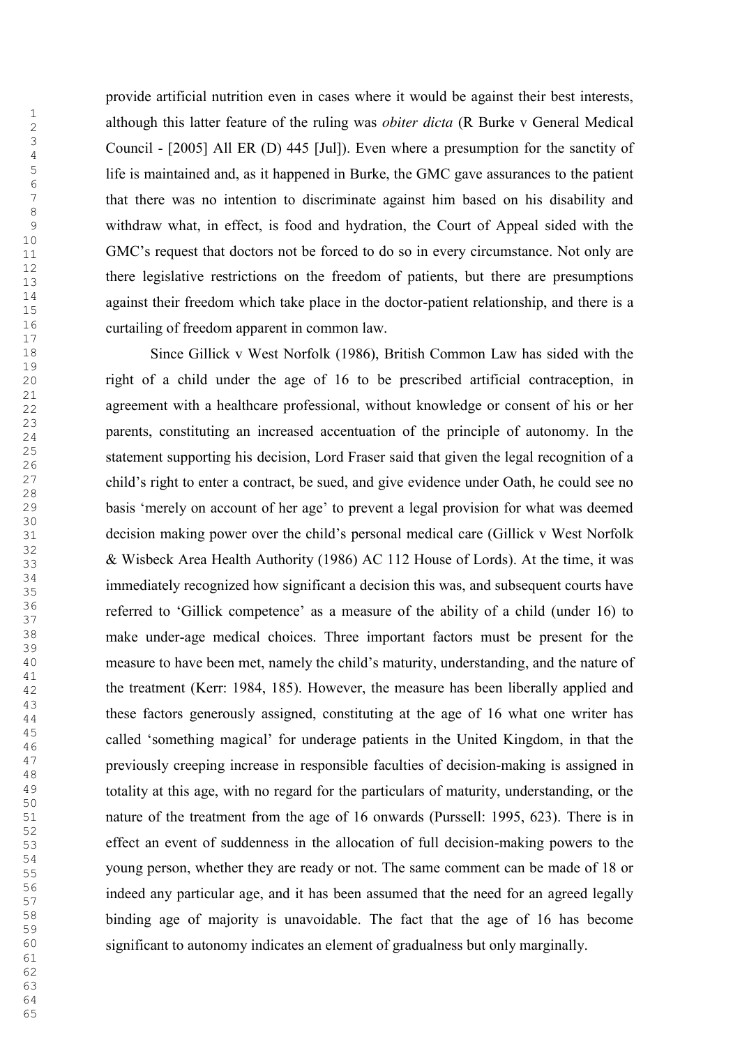provide artificial nutrition even in cases where it would be against their best interests, although this latter feature of the ruling was *obiter dicta* (R Burke v General Medical Council - [2005] All ER (D) 445 [Jul]). Even where a presumption for the sanctity of life is maintained and, as it happened in Burke, the GMC gave assurances to the patient that there was no intention to discriminate against him based on his disability and withdraw what, in effect, is food and hydration, the Court of Appeal sided with the GMC's request that doctors not be forced to do so in every circumstance. Not only are there legislative restrictions on the freedom of patients, but there are presumptions against their freedom which take place in the doctor-patient relationship, and there is a curtailing of freedom apparent in common law.

Since Gillick v West Norfolk (1986), British Common Law has sided with the right of a child under the age of 16 to be prescribed artificial contraception, in agreement with a healthcare professional, without knowledge or consent of his or her parents, constituting an increased accentuation of the principle of autonomy. In the statement supporting his decision, Lord Fraser said that given the legal recognition of a child's right to enter a contract, be sued, and give evidence under Oath, he could see no basis 'merely on account of her age' to prevent a legal provision for what was deemed decision making power over the child's personal medical care (Gillick v West Norfolk & Wisbeck Area Health Authority (1986) AC 112 House of Lords). At the time, it was immediately recognized how significant a decision this was, and subsequent courts have referred to 'Gillick competence' as a measure of the ability of a child (under 16) to make under-age medical choices. Three important factors must be present for the measure to have been met, namely the child's maturity, understanding, and the nature of the treatment (Kerr: 1984, 185). However, the measure has been liberally applied and these factors generously assigned, constituting at the age of 16 what one writer has called 'something magical' for underage patients in the United Kingdom, in that the previously creeping increase in responsible faculties of decision-making is assigned in totality at this age, with no regard for the particulars of maturity, understanding, or the nature of the treatment from the age of 16 onwards (Purssell: 1995, 623). There is in effect an event of suddenness in the allocation of full decision-making powers to the young person, whether they are ready or not. The same comment can be made of 18 or indeed any particular age, and it has been assumed that the need for an agreed legally binding age of majority is unavoidable. The fact that the age of 16 has become significant to autonomy indicates an element of gradualness but only marginally.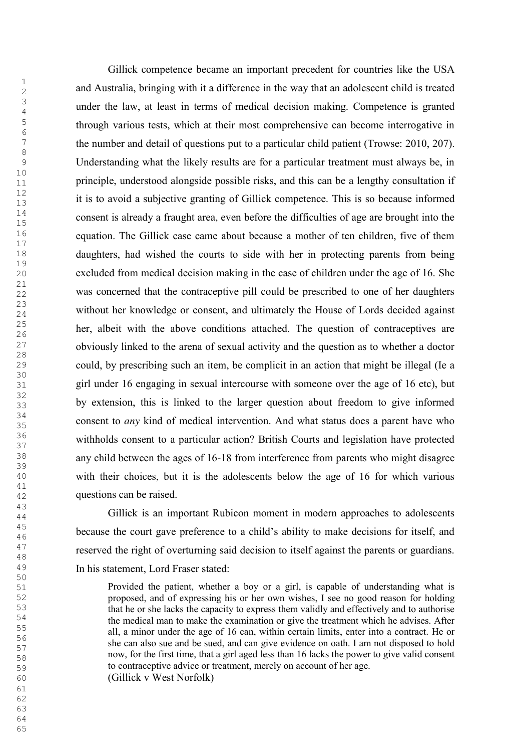Gillick competence became an important precedent for countries like the USA and Australia, bringing with it a difference in the way that an adolescent child is treated under the law, at least in terms of medical decision making. Competence is granted through various tests, which at their most comprehensive can become interrogative in the number and detail of questions put to a particular child patient (Trowse: 2010, 207). Understanding what the likely results are for a particular treatment must always be, in principle, understood alongside possible risks, and this can be a lengthy consultation if it is to avoid a subjective granting of Gillick competence. This is so because informed consent is already a fraught area, even before the difficulties of age are brought into the equation. The Gillick case came about because a mother of ten children, five of them daughters, had wished the courts to side with her in protecting parents from being excluded from medical decision making in the case of children under the age of 16. She was concerned that the contraceptive pill could be prescribed to one of her daughters without her knowledge or consent, and ultimately the House of Lords decided against her, albeit with the above conditions attached. The question of contraceptives are obviously linked to the arena of sexual activity and the question as to whether a doctor could, by prescribing such an item, be complicit in an action that might be illegal (Ie a girl under 16 engaging in sexual intercourse with someone over the age of 16 etc), but by extension, this is linked to the larger question about freedom to give informed consent to *any* kind of medical intervention. And what status does a parent have who withholds consent to a particular action? British Courts and legislation have protected any child between the ages of 16-18 from interference from parents who might disagree with their choices, but it is the adolescents below the age of 16 for which various questions can be raised.

Gillick is an important Rubicon moment in modern approaches to adolescents because the court gave preference to a child's ability to make decisions for itself, and reserved the right of overturning said decision to itself against the parents or guardians. In his statement, Lord Fraser stated:

> Provided the patient, whether a boy or a girl, is capable of understanding what is proposed, and of expressing his or her own wishes, I see no good reason for holding that he or she lacks the capacity to express them validly and effectively and to authorise the medical man to make the examination or give the treatment which he advises. After all, a minor under the age of 16 can, within certain limits, enter into a contract. He or she can also sue and be sued, and can give evidence on oath. I am not disposed to hold now, for the first time, that a girl aged less than 16 lacks the power to give valid consent to contraceptive advice or treatment, merely on account of her age.
>
> (Gillick v West Norfolk)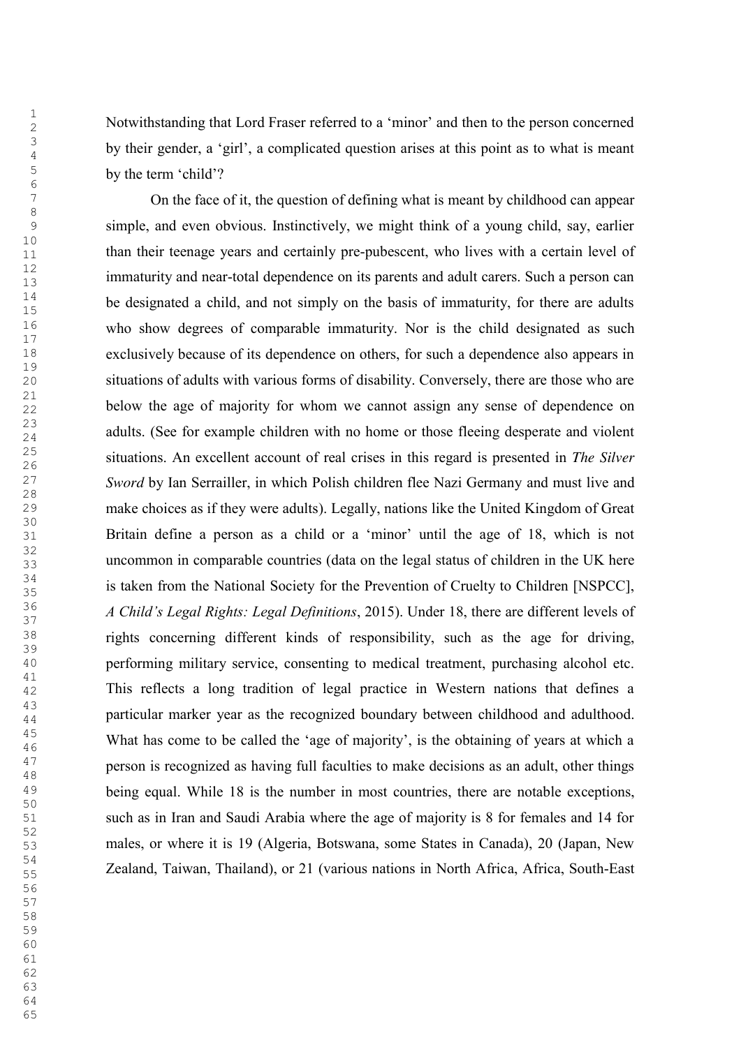Notwithstanding that Lord Fraser referred to a 'minor' and then to the person concerned by their gender, a 'girl', a complicated question arises at this point as to what is meant by the term 'child'?

On the face of it, the question of defining what is meant by childhood can appear simple, and even obvious. Instinctively, we might think of a young child, say, earlier than their teenage years and certainly pre-pubescent, who lives with a certain level of immaturity and near-total dependence on its parents and adult carers. Such a person can be designated a child, and not simply on the basis of immaturity, for there are adults who show degrees of comparable immaturity. Nor is the child designated as such exclusively because of its dependence on others, for such a dependence also appears in situations of adults with various forms of disability. Conversely, there are those who are below the age of majority for whom we cannot assign any sense of dependence on adults. (See for example children with no home or those fleeing desperate and violent situations. An excellent account of real crises in this regard is presented in *The Silver Sword* by Ian Serrailler, in which Polish children flee Nazi Germany and must live and make choices as if they were adults). Legally, nations like the United Kingdom of Great Britain define a person as a child or a 'minor' until the age of 18, which is not uncommon in comparable countries (data on the legal status of children in the UK here is taken from the National Society for the Prevention of Cruelty to Children [NSPCC], *A Child's Legal Rights: Legal Definitions*, 2015). Under 18, there are different levels of rights concerning different kinds of responsibility, such as the age for driving, performing military service, consenting to medical treatment, purchasing alcohol etc. This reflects a long tradition of legal practice in Western nations that defines a particular marker year as the recognized boundary between childhood and adulthood. What has come to be called the 'age of majority', is the obtaining of years at which a person is recognized as having full faculties to make decisions as an adult, other things being equal. While 18 is the number in most countries, there are notable exceptions, such as in Iran and Saudi Arabia where the age of majority is 8 for females and 14 for males, or where it is 19 (Algeria, Botswana, some States in Canada), 20 (Japan, New Zealand, Taiwan, Thailand), or 21 (various nations in North Africa, Africa, South-East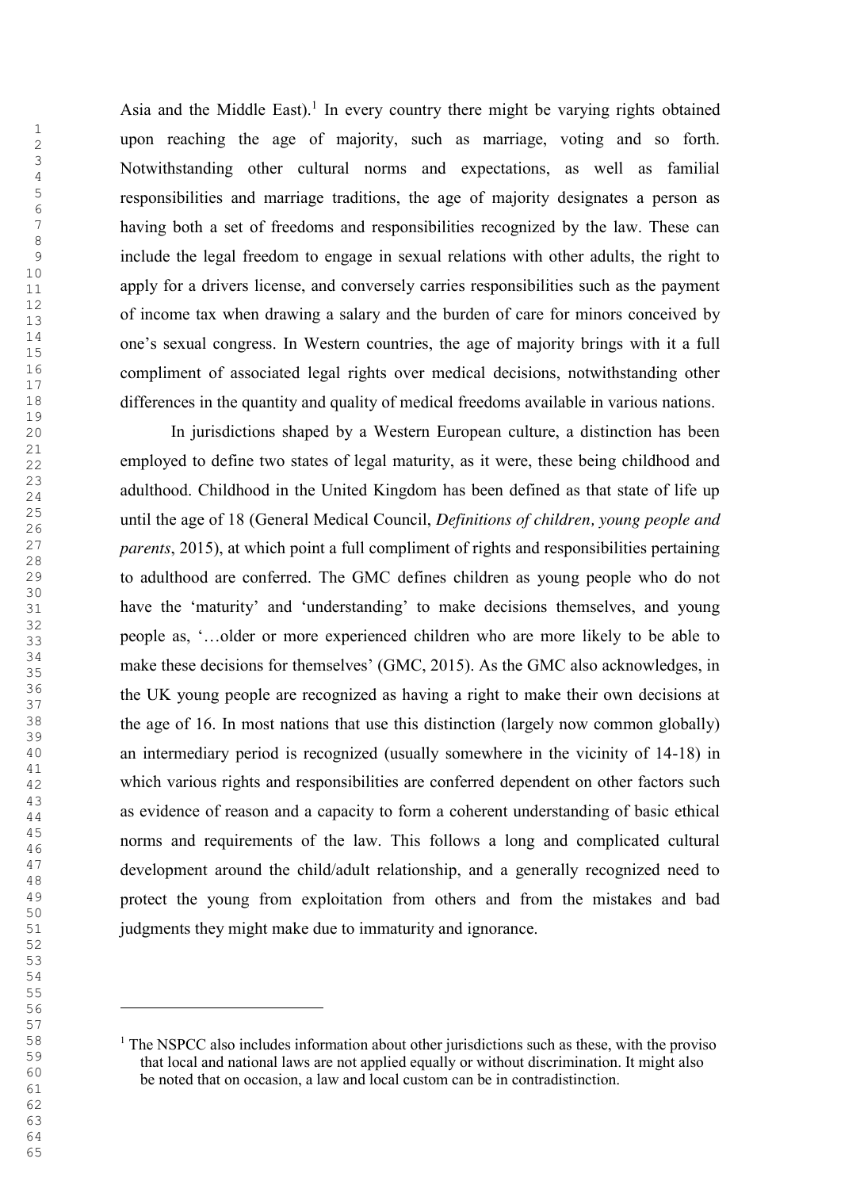Asia and the Middle East).[1] In every country there might be varying rights obtained upon reaching the age of majority, such as marriage, voting and so forth. Notwithstanding other cultural norms and expectations, as well as familial responsibilities and marriage traditions, the age of majority designates a person as having both a set of freedoms and responsibilities recognized by the law. These can include the legal freedom to engage in sexual relations with other adults, the right to apply for a drivers license, and conversely carries responsibilities such as the payment of income tax when drawing a salary and the burden of care for minors conceived by one's sexual congress. In Western countries, the age of majority brings with it a full compliment of associated legal rights over medical decisions, notwithstanding other differences in the quantity and quality of medical freedoms available in various nations.

In jurisdictions shaped by a Western European culture, a distinction has been employed to define two states of legal maturity, as it were, these being childhood and adulthood. Childhood in the United Kingdom has been defined as that state of life up until the age of 18 (General Medical Council, *Definitions of children, young people and parents*, 2015), at which point a full compliment of rights and responsibilities pertaining to adulthood are conferred. The GMC defines children as young people who do not have the 'maturity' and 'understanding' to make decisions themselves, and young people as, '…older or more experienced children who are more likely to be able to make these decisions for themselves' (GMC, 2015). As the GMC also acknowledges, in the UK young people are recognized as having a right to make their own decisions at the age of 16. In most nations that use this distinction (largely now common globally) an intermediary period is recognized (usually somewhere in the vicinity of 14-18) in which various rights and responsibilities are conferred dependent on other factors such as evidence of reason and a capacity to form a coherent understanding of basic ethical norms and requirements of the law. This follows a long and complicated cultural development around the child/adult relationship, and a generally recognized need to protect the young from exploitation from others and from the mistakes and bad judgments they might make due to immaturity and ignorance.

---

[1] The NSPCC also includes information about other jurisdictions such as these, with the proviso that local and national laws are not applied equally or without discrimination. It might also be noted that on occasion, a law and local custom can be in contradistinction.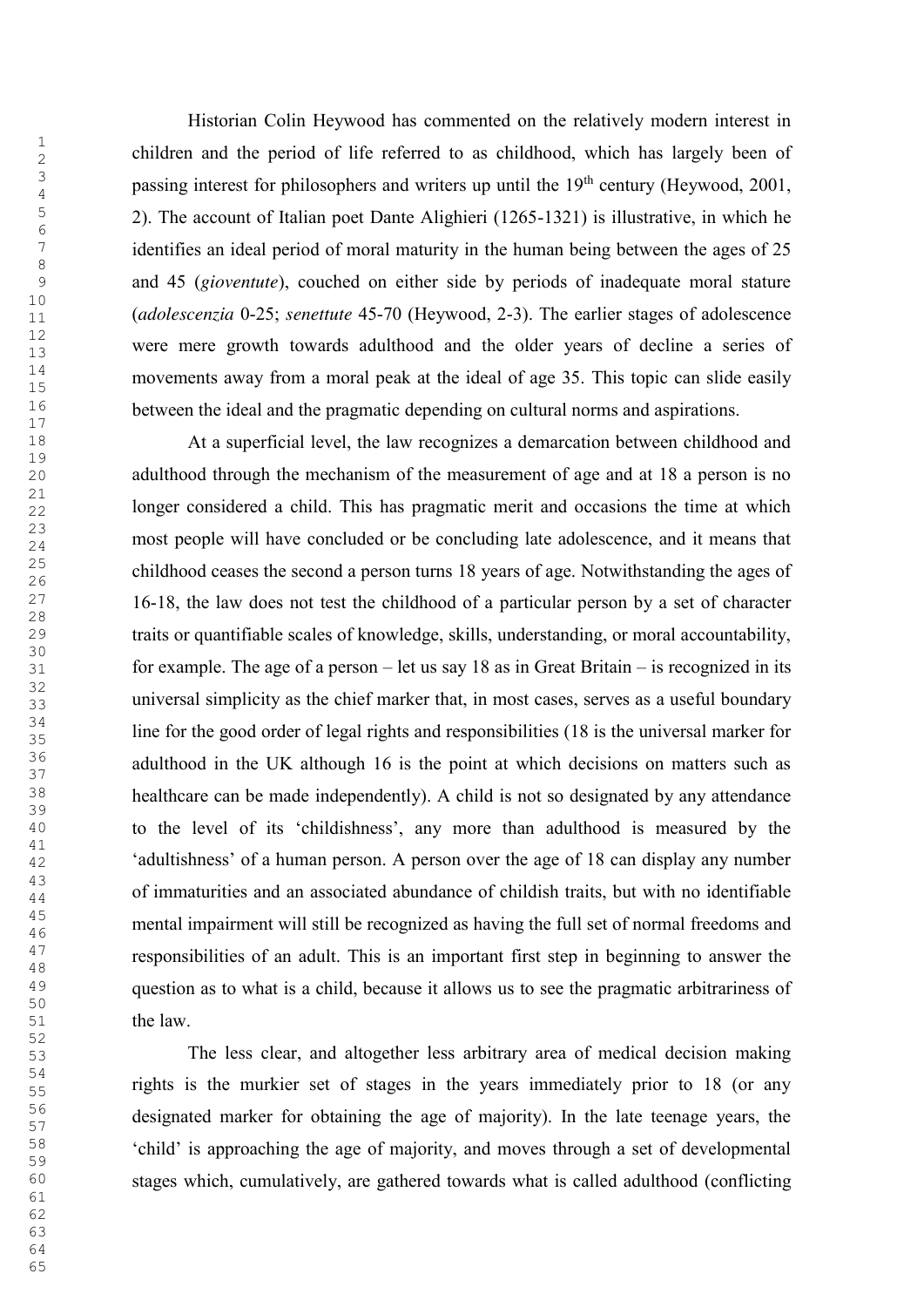Historian Colin Heywood has commented on the relatively modern interest in children and the period of life referred to as childhood, which has largely been of passing interest for philosophers and writers up until the 19th century (Heywood, 2001, 2). The account of Italian poet Dante Alighieri (1265-1321) is illustrative, in which he identifies an ideal period of moral maturity in the human being between the ages of 25 and 45 (*gioventute*), couched on either side by periods of inadequate moral stature (*adolescenzia* 0-25; *senettute* 45-70 (Heywood, 2-3). The earlier stages of adolescence were mere growth towards adulthood and the older years of decline a series of movements away from a moral peak at the ideal of age 35. This topic can slide easily between the ideal and the pragmatic depending on cultural norms and aspirations.

At a superficial level, the law recognizes a demarcation between childhood and adulthood through the mechanism of the measurement of age and at 18 a person is no longer considered a child. This has pragmatic merit and occasions the time at which most people will have concluded or be concluding late adolescence, and it means that childhood ceases the second a person turns 18 years of age. Notwithstanding the ages of 16-18, the law does not test the childhood of a particular person by a set of character traits or quantifiable scales of knowledge, skills, understanding, or moral accountability, for example. The age of a person – let us say 18 as in Great Britain – is recognized in its universal simplicity as the chief marker that, in most cases, serves as a useful boundary line for the good order of legal rights and responsibilities (18 is the universal marker for adulthood in the UK although 16 is the point at which decisions on matters such as healthcare can be made independently). A child is not so designated by any attendance to the level of its 'childishness', any more than adulthood is measured by the 'adultishness' of a human person. A person over the age of 18 can display any number of immaturities and an associated abundance of childish traits, but with no identifiable mental impairment will still be recognized as having the full set of normal freedoms and responsibilities of an adult. This is an important first step in beginning to answer the question as to what is a child, because it allows us to see the pragmatic arbitrariness of the law.

The less clear, and altogether less arbitrary area of medical decision making rights is the murkier set of stages in the years immediately prior to 18 (or any designated marker for obtaining the age of majority). In the late teenage years, the 'child' is approaching the age of majority, and moves through a set of developmental stages which, cumulatively, are gathered towards what is called adulthood (conflicting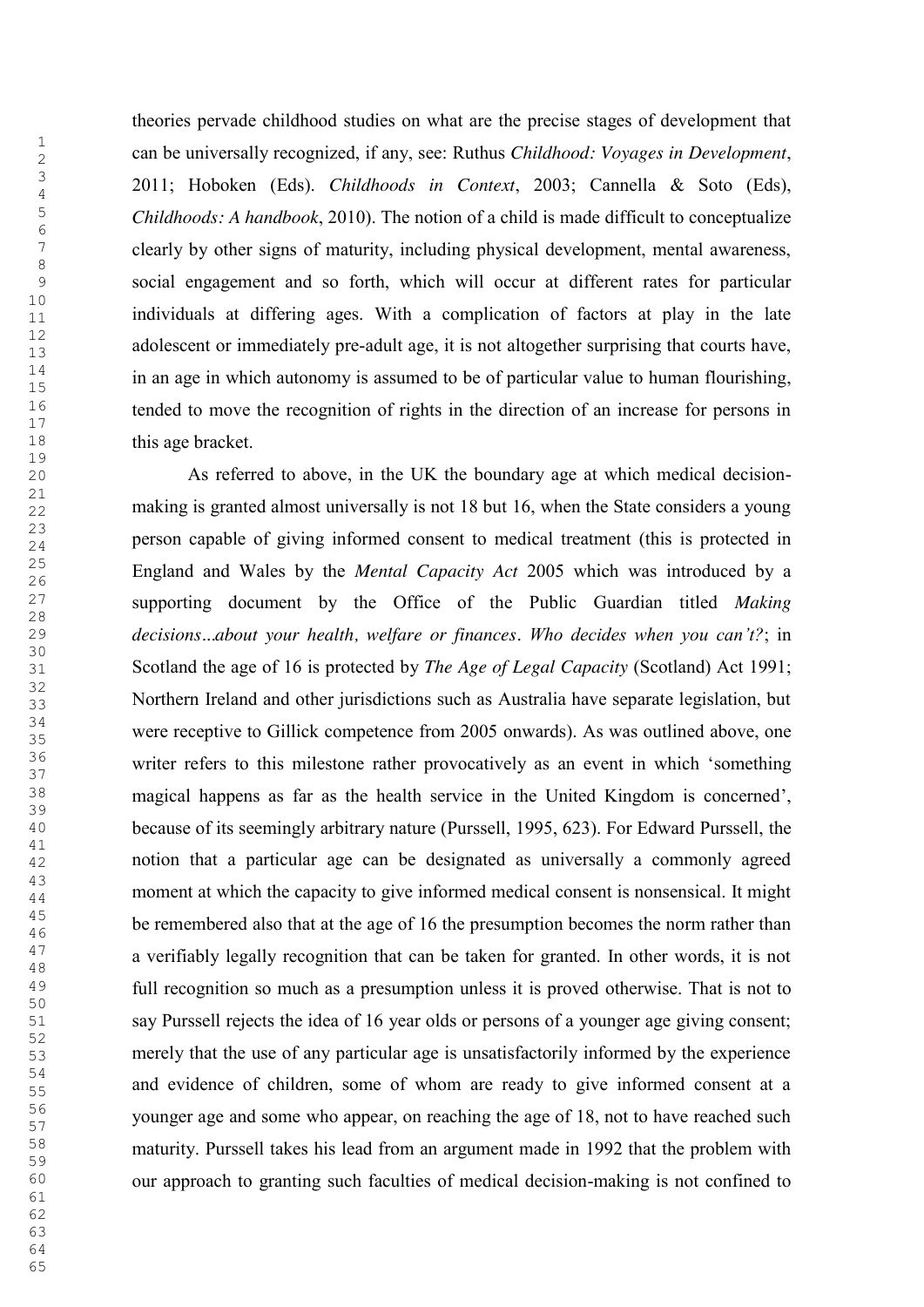theories pervade childhood studies on what are the precise stages of development that can be universally recognized, if any, see: Ruthus *Childhood: Voyages in Development*, 2011; Hoboken (Eds). *Childhoods in Context*, 2003; Cannella & Soto (Eds), *Childhoods: A handbook*, 2010). The notion of a child is made difficult to conceptualize clearly by other signs of maturity, including physical development, mental awareness, social engagement and so forth, which will occur at different rates for particular individuals at differing ages. With a complication of factors at play in the late adolescent or immediately pre-adult age, it is not altogether surprising that courts have, in an age in which autonomy is assumed to be of particular value to human flourishing, tended to move the recognition of rights in the direction of an increase for persons in this age bracket.

As referred to above, in the UK the boundary age at which medical decision-making is granted almost universally is not 18 but 16, when the State considers a young person capable of giving informed consent to medical treatment (this is protected in England and Wales by the *Mental Capacity Act* 2005 which was introduced by a supporting document by the Office of the Public Guardian titled *Making decisions…about your health, welfare or finances. Who decides when you can't?*; in Scotland the age of 16 is protected by *The Age of Legal Capacity* (Scotland) Act 1991; Northern Ireland and other jurisdictions such as Australia have separate legislation, but were receptive to Gillick competence from 2005 onwards). As was outlined above, one writer refers to this milestone rather provocatively as an event in which 'something magical happens as far as the health service in the United Kingdom is concerned', because of its seemingly arbitrary nature (Purssell, 1995, 623). For Edward Purssell, the notion that a particular age can be designated as universally a commonly agreed moment at which the capacity to give informed medical consent is nonsensical. It might be remembered also that at the age of 16 the presumption becomes the norm rather than a verifiably legally recognition that can be taken for granted. In other words, it is not full recognition so much as a presumption unless it is proved otherwise. That is not to say Purssell rejects the idea of 16 year olds or persons of a younger age giving consent; merely that the use of any particular age is unsatisfactorily informed by the experience and evidence of children, some of whom are ready to give informed consent at a younger age and some who appear, on reaching the age of 18, not to have reached such maturity. Purssell takes his lead from an argument made in 1992 that the problem with our approach to granting such faculties of medical decision-making is not confined to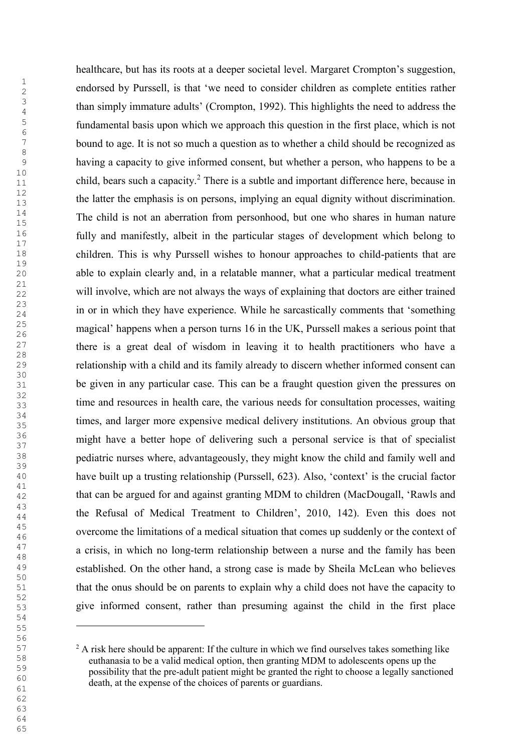healthcare, but has its roots at a deeper societal level. Margaret Crompton's suggestion, endorsed by Purssell, is that 'we need to consider children as complete entities rather than simply immature adults' (Crompton, 1992). This highlights the need to address the fundamental basis upon which we approach this question in the first place, which is not bound to age. It is not so much a question as to whether a child should be recognized as having a capacity to give informed consent, but whether a person, who happens to be a child, bears such a capacity.[2] There is a subtle and important difference here, because in the latter the emphasis is on persons, implying an equal dignity without discrimination. The child is not an aberration from personhood, but one who shares in human nature fully and manifestly, albeit in the particular stages of development which belong to children. This is why Purssell wishes to honour approaches to child-patients that are able to explain clearly and, in a relatable manner, what a particular medical treatment will involve, which are not always the ways of explaining that doctors are either trained in or in which they have experience. While he sarcastically comments that 'something magical' happens when a person turns 16 in the UK, Purssell makes a serious point that there is a great deal of wisdom in leaving it to health practitioners who have a relationship with a child and its family already to discern whether informed consent can be given in any particular case. This can be a fraught question given the pressures on time and resources in health care, the various needs for consultation processes, waiting times, and larger more expensive medical delivery institutions. An obvious group that might have a better hope of delivering such a personal service is that of specialist pediatric nurses where, advantageously, they might know the child and family well and have built up a trusting relationship (Purssell, 623). Also, 'context' is the crucial factor that can be argued for and against granting MDM to children (MacDougall, 'Rawls and the Refusal of Medical Treatment to Children', 2010, 142). Even this does not overcome the limitations of a medical situation that comes up suddenly or the context of a crisis, in which no long-term relationship between a nurse and the family has been established. On the other hand, a strong case is made by Sheila McLean who believes that the onus should be on parents to explain why a child does not have the capacity to give informed consent, rather than presuming against the child in the first place

---

[2] A risk here should be apparent: If the culture in which we find ourselves takes something like euthanasia to be a valid medical option, then granting MDM to adolescents opens up the possibility that the pre-adult patient might be granted the right to choose a legally sanctioned death, at the expense of the choices of parents or guardians.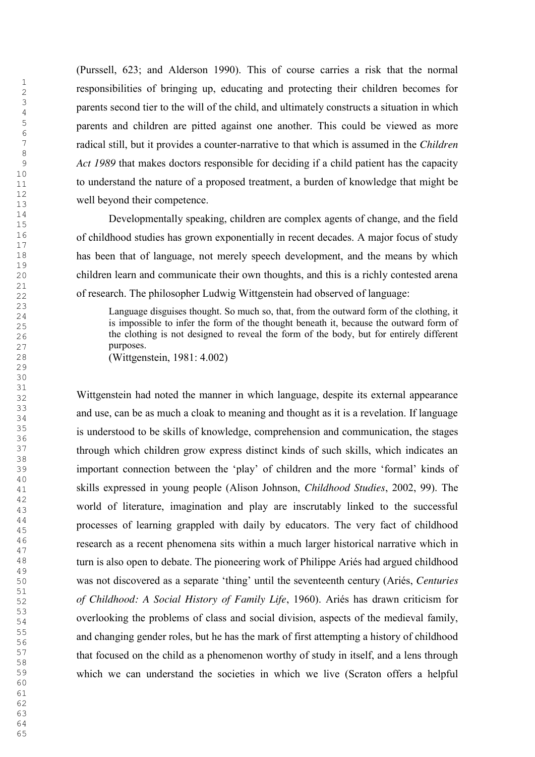(Purssell, 623; and Alderson 1990). This of course carries a risk that the normal responsibilities of bringing up, educating and protecting their children becomes for parents second tier to the will of the child, and ultimately constructs a situation in which parents and children are pitted against one another. This could be viewed as more radical still, but it provides a counter-narrative to that which is assumed in the *Children Act 1989* that makes doctors responsible for deciding if a child patient has the capacity to understand the nature of a proposed treatment, a burden of knowledge that might be well beyond their competence.

Developmentally speaking, children are complex agents of change, and the field of childhood studies has grown exponentially in recent decades. A major focus of study has been that of language, not merely speech development, and the means by which children learn and communicate their own thoughts, and this is a richly contested arena of research. The philosopher Ludwig Wittgenstein had observed of language:

> Language disguises thought. So much so, that, from the outward form of the clothing, it is impossible to infer the form of the thought beneath it, because the outward form of the clothing is not designed to reveal the form of the body, but for entirely different purposes.
> (Wittgenstein, 1981: 4.002)

Wittgenstein had noted the manner in which language, despite its external appearance and use, can be as much a cloak to meaning and thought as it is a revelation. If language is understood to be skills of knowledge, comprehension and communication, the stages through which children grow express distinct kinds of such skills, which indicates an important connection between the 'play' of children and the more 'formal' kinds of skills expressed in young people (Alison Johnson, *Childhood Studies*, 2002, 99). The world of literature, imagination and play are inscrutably linked to the successful processes of learning grappled with daily by educators. The very fact of childhood research as a recent phenomena sits within a much larger historical narrative which in turn is also open to debate. The pioneering work of Philippe Ariés had argued childhood was not discovered as a separate 'thing' until the seventeenth century (Ariés, *Centuries of Childhood: A Social History of Family Life*, 1960). Ariés has drawn criticism for overlooking the problems of class and social division, aspects of the medieval family, and changing gender roles, but he has the mark of first attempting a history of childhood that focused on the child as a phenomenon worthy of study in itself, and a lens through which we can understand the societies in which we live (Scraton offers a helpful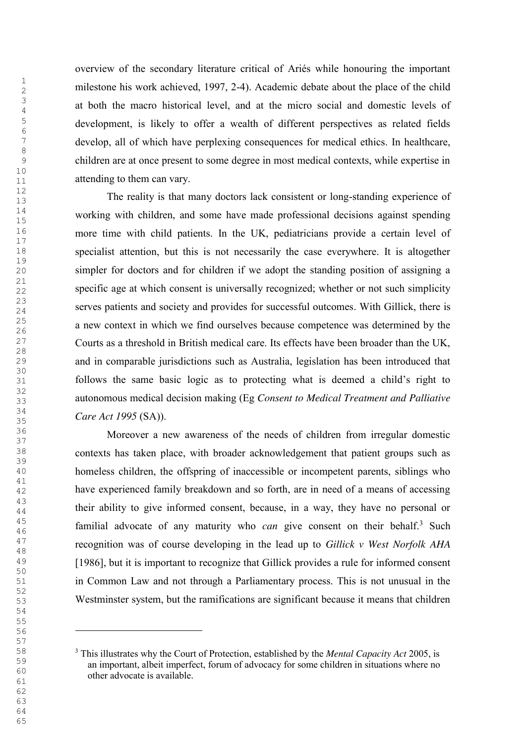overview of the secondary literature critical of Ariés while honouring the important milestone his work achieved, 1997, 2-4). Academic debate about the place of the child at both the macro historical level, and at the micro social and domestic levels of development, is likely to offer a wealth of different perspectives as related fields develop, all of which have perplexing consequences for medical ethics. In healthcare, children are at once present to some degree in most medical contexts, while expertise in attending to them can vary.

The reality is that many doctors lack consistent or long-standing experience of working with children, and some have made professional decisions against spending more time with child patients. In the UK, pediatricians provide a certain level of specialist attention, but this is not necessarily the case everywhere. It is altogether simpler for doctors and for children if we adopt the standing position of assigning a specific age at which consent is universally recognized; whether or not such simplicity serves patients and society and provides for successful outcomes. With Gillick, there is a new context in which we find ourselves because competence was determined by the Courts as a threshold in British medical care. Its effects have been broader than the UK, and in comparable jurisdictions such as Australia, legislation has been introduced that follows the same basic logic as to protecting what is deemed a child's right to autonomous medical decision making (Eg *Consent to Medical Treatment and Palliative Care Act 1995* (SA)).

Moreover a new awareness of the needs of children from irregular domestic contexts has taken place, with broader acknowledgement that patient groups such as homeless children, the offspring of inaccessible or incompetent parents, siblings who have experienced family breakdown and so forth, are in need of a means of accessing their ability to give informed consent, because, in a way, they have no personal or familial advocate of any maturity who *can* give consent on their behalf.[3] Such recognition was of course developing in the lead up to *Gillick v West Norfolk AHA* [1986], but it is important to recognize that Gillick provides a rule for informed consent in Common Law and not through a Parliamentary process. This is not unusual in the Westminster system, but the ramifications are significant because it means that children

---

[3] This illustrates why the Court of Protection, established by the *Mental Capacity Act* 2005, is an important, albeit imperfect, forum of advocacy for some children in situations where no other advocate is available.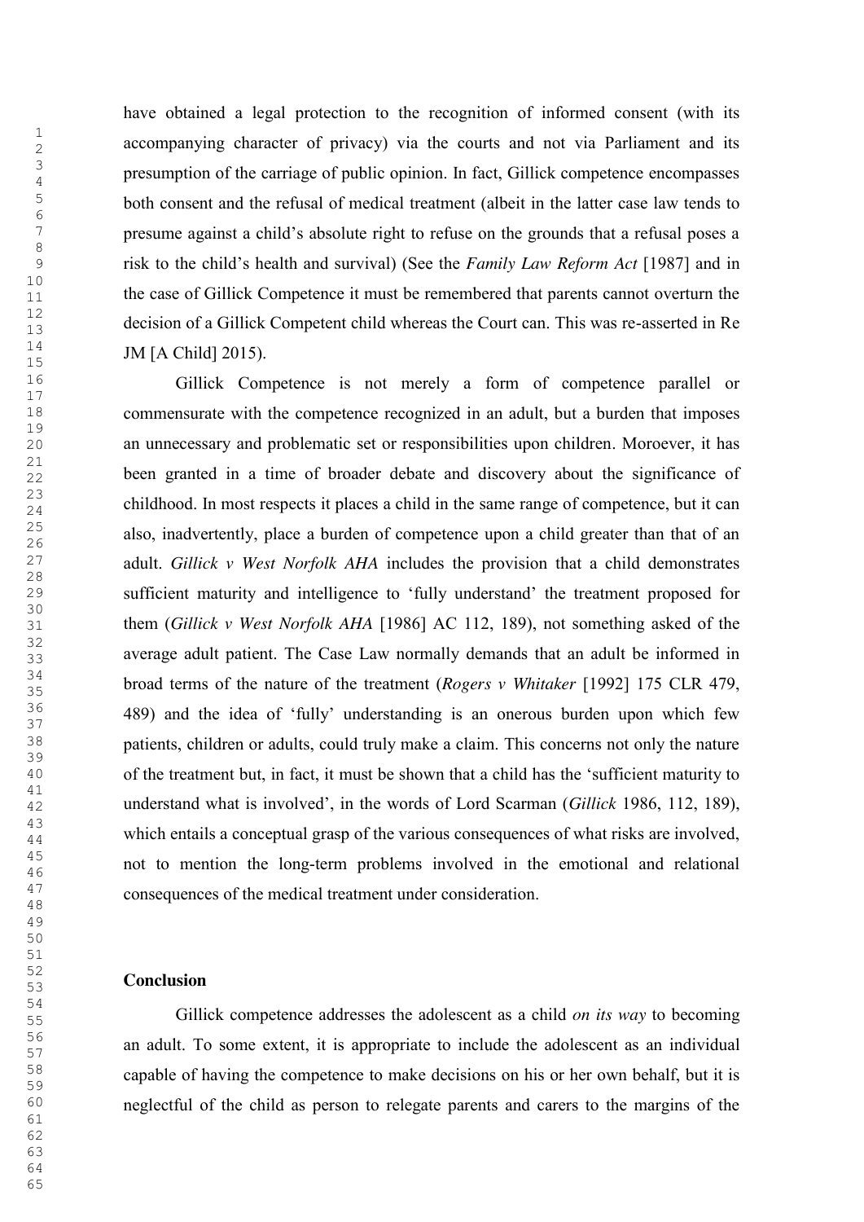have obtained a legal protection to the recognition of informed consent (with its accompanying character of privacy) via the courts and not via Parliament and its presumption of the carriage of public opinion. In fact, Gillick competence encompasses both consent and the refusal of medical treatment (albeit in the latter case law tends to presume against a child's absolute right to refuse on the grounds that a refusal poses a risk to the child's health and survival) (See the *Family Law Reform Act* [1987] and in the case of Gillick Competence it must be remembered that parents cannot overturn the decision of a Gillick Competent child whereas the Court can. This was re-asserted in Re JM [A Child] 2015).

Gillick Competence is not merely a form of competence parallel or commensurate with the competence recognized in an adult, but a burden that imposes an unnecessary and problematic set or responsibilities upon children. Moroever, it has been granted in a time of broader debate and discovery about the significance of childhood. In most respects it places a child in the same range of competence, but it can also, inadvertently, place a burden of competence upon a child greater than that of an adult. *Gillick v West Norfolk AHA* includes the provision that a child demonstrates sufficient maturity and intelligence to 'fully understand' the treatment proposed for them (*Gillick v West Norfolk AHA* [1986] AC 112, 189), not something asked of the average adult patient. The Case Law normally demands that an adult be informed in broad terms of the nature of the treatment (*Rogers v Whitaker* [1992] 175 CLR 479, 489) and the idea of 'fully' understanding is an onerous burden upon which few patients, children or adults, could truly make a claim. This concerns not only the nature of the treatment but, in fact, it must be shown that a child has the 'sufficient maturity to understand what is involved', in the words of Lord Scarman (*Gillick* 1986, 112, 189), which entails a conceptual grasp of the various consequences of what risks are involved, not to mention the long-term problems involved in the emotional and relational consequences of the medical treatment under consideration.

**Conclusion**

Gillick competence addresses the adolescent as a child *on its way* to becoming an adult. To some extent, it is appropriate to include the adolescent as an individual capable of having the competence to make decisions on his or her own behalf, but it is neglectful of the child as person to relegate parents and carers to the margins of the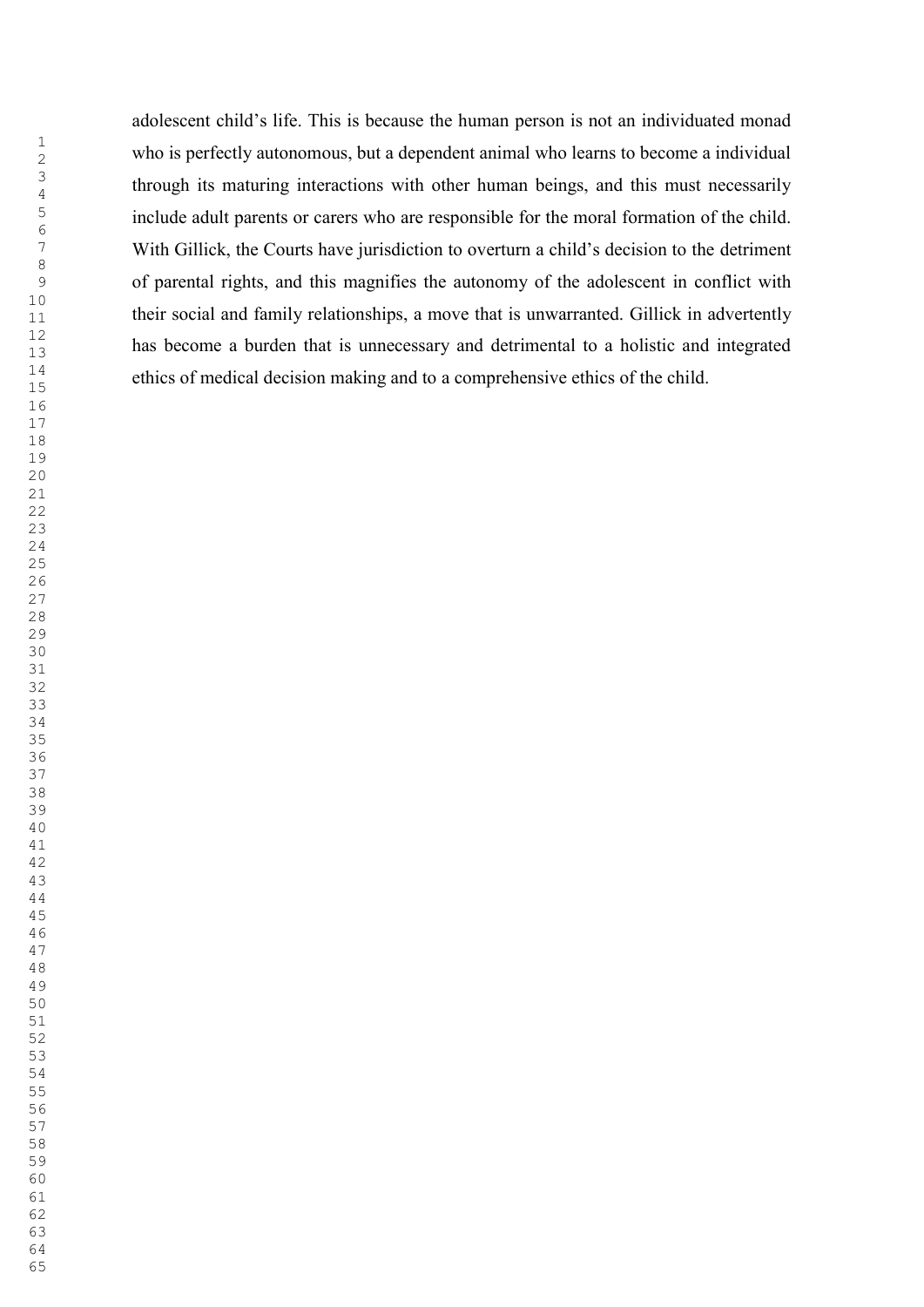adolescent child's life. This is because the human person is not an individuated monad who is perfectly autonomous, but a dependent animal who learns to become a individual through its maturing interactions with other human beings, and this must necessarily include adult parents or carers who are responsible for the moral formation of the child. With Gillick, the Courts have jurisdiction to overturn a child's decision to the detriment of parental rights, and this magnifies the autonomy of the adolescent in conflict with their social and family relationships, a move that is unwarranted. Gillick in advertently has become a burden that is unnecessary and detrimental to a holistic and integrated ethics of medical decision making and to a comprehensive ethics of the child.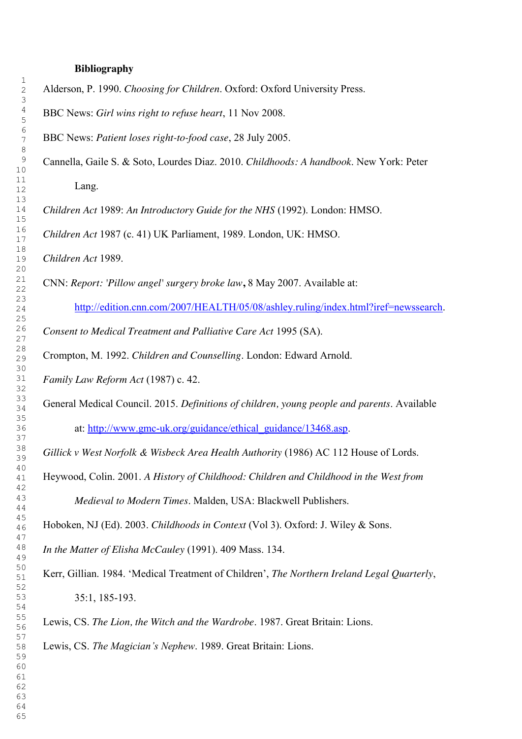**Bibliography**

Alderson, P. 1990. *Choosing for Children*. Oxford: Oxford University Press.

BBC News: *Girl wins right to refuse heart*, 11 Nov 2008.

BBC News: *Patient loses right-to-food case*, 28 July 2005.

Cannella, Gaile S. & Soto, Lourdes Diaz. 2010. *Childhoods: A handbook*. New York: Peter Lang.

*Children Act* 1989: *An Introductory Guide for the NHS* (1992). London: HMSO.

*Children Act* 1987 (c. 41) UK Parliament, 1989. London, UK: HMSO.

*Children Act* 1989.

CNN: *Report: 'Pillow angel' surgery broke law***,** 8 May 2007. Available at: http://edition.cnn.com/2007/HEALTH/05/08/ashley.ruling/index.html?iref=newssearch.

*Consent to Medical Treatment and Palliative Care Act* 1995 (SA).

Crompton, M. 1992. *Children and Counselling*. London: Edward Arnold.

*Family Law Reform Act* (1987) c. 42.

General Medical Council. 2015. *Definitions of children, young people and parents*. Available at: http://www.gmc-uk.org/guidance/ethical_guidance/13468.asp.

*Gillick v West Norfolk & Wisbeck Area Health Authority* (1986) AC 112 House of Lords.

Heywood, Colin. 2001. *A History of Childhood: Children and Childhood in the West from Medieval to Modern Times*. Malden, USA: Blackwell Publishers.

Hoboken, NJ (Ed). 2003. *Childhoods in Context* (Vol 3). Oxford: J. Wiley & Sons.

*In the Matter of Elisha McCauley* (1991). 409 Mass. 134.

Kerr, Gillian. 1984. 'Medical Treatment of Children', *The Northern Ireland Legal Quarterly*, 35:1, 185-193.

Lewis, CS. *The Lion, the Witch and the Wardrobe*. 1987. Great Britain: Lions.

Lewis, CS. *The Magician's Nephew*. 1989. Great Britain: Lions.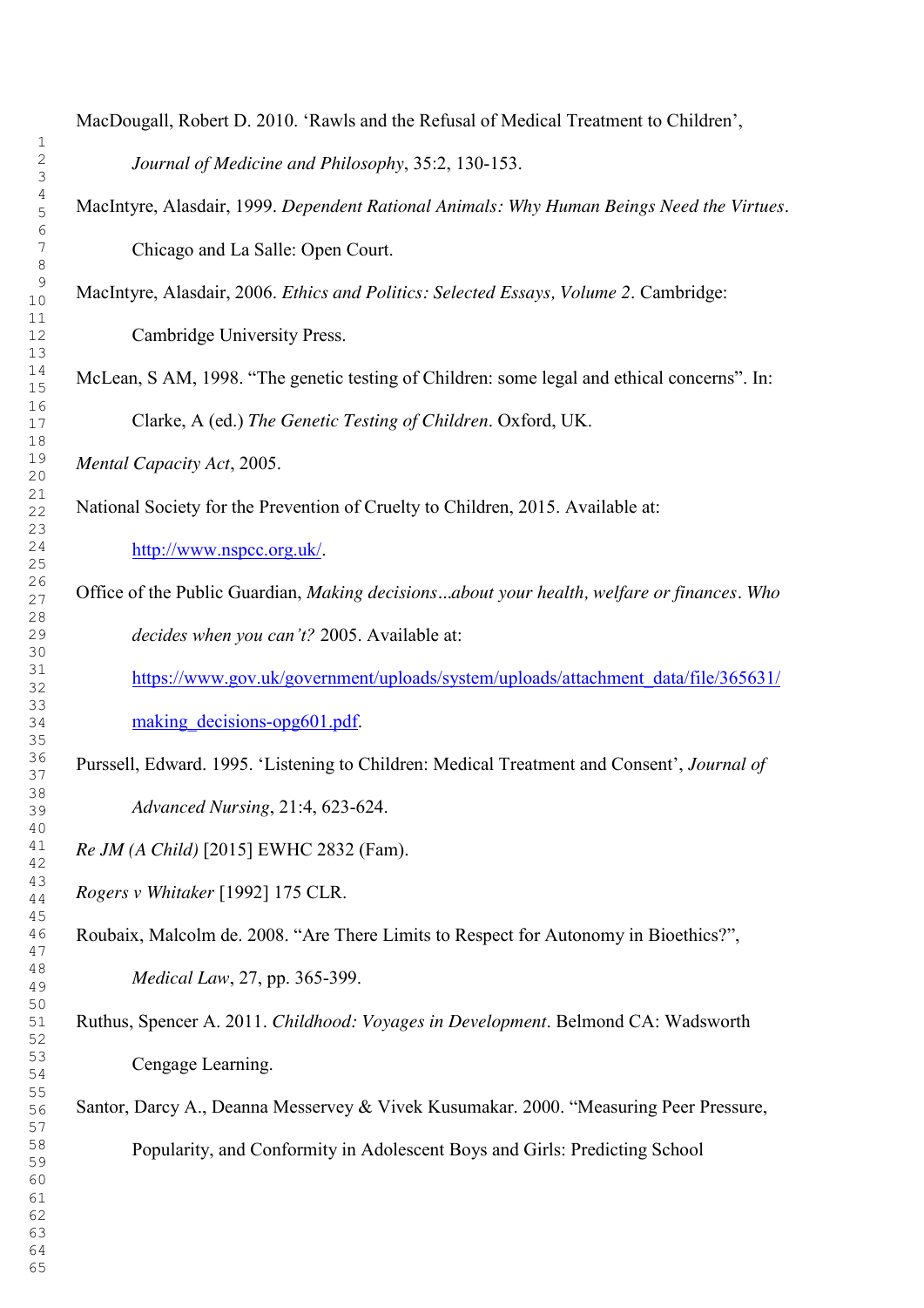MacDougall, Robert D. 2010. 'Rawls and the Refusal of Medical Treatment to Children', *Journal of Medicine and Philosophy*, 35:2, 130-153.

MacIntyre, Alasdair, 1999. *Dependent Rational Animals: Why Human Beings Need the Virtues*. Chicago and La Salle: Open Court.

MacIntyre, Alasdair, 2006. *Ethics and Politics: Selected Essays, Volume 2*. Cambridge: Cambridge University Press.

McLean, S AM, 1998. "The genetic testing of Children: some legal and ethical concerns". In: Clarke, A (ed.) *The Genetic Testing of Children*. Oxford, UK.

*Mental Capacity Act*, 2005.

National Society for the Prevention of Cruelty to Children, 2015. Available at: http://www.nspcc.org.uk/.

Office of the Public Guardian, *Making decisions…about your health, welfare or finances. Who decides when you can't?* 2005. Available at: https://www.gov.uk/government/uploads/system/uploads/attachment_data/file/365631/making_decisions-opg601.pdf.

Purssell, Edward. 1995. 'Listening to Children: Medical Treatment and Consent', *Journal of Advanced Nursing*, 21:4, 623-624.

*Re JM (A Child)* [2015] EWHC 2832 (Fam).

*Rogers v Whitaker* [1992] 175 CLR.

Roubaix, Malcolm de. 2008. "Are There Limits to Respect for Autonomy in Bioethics?", *Medical Law*, 27, pp. 365-399.

Ruthus, Spencer A. 2011. *Childhood: Voyages in Development*. Belmond CA: Wadsworth Cengage Learning.

Santor, Darcy A., Deanna Messervey & Vivek Kusumakar. 2000. "Measuring Peer Pressure, Popularity, and Conformity in Adolescent Boys and Girls: Predicting School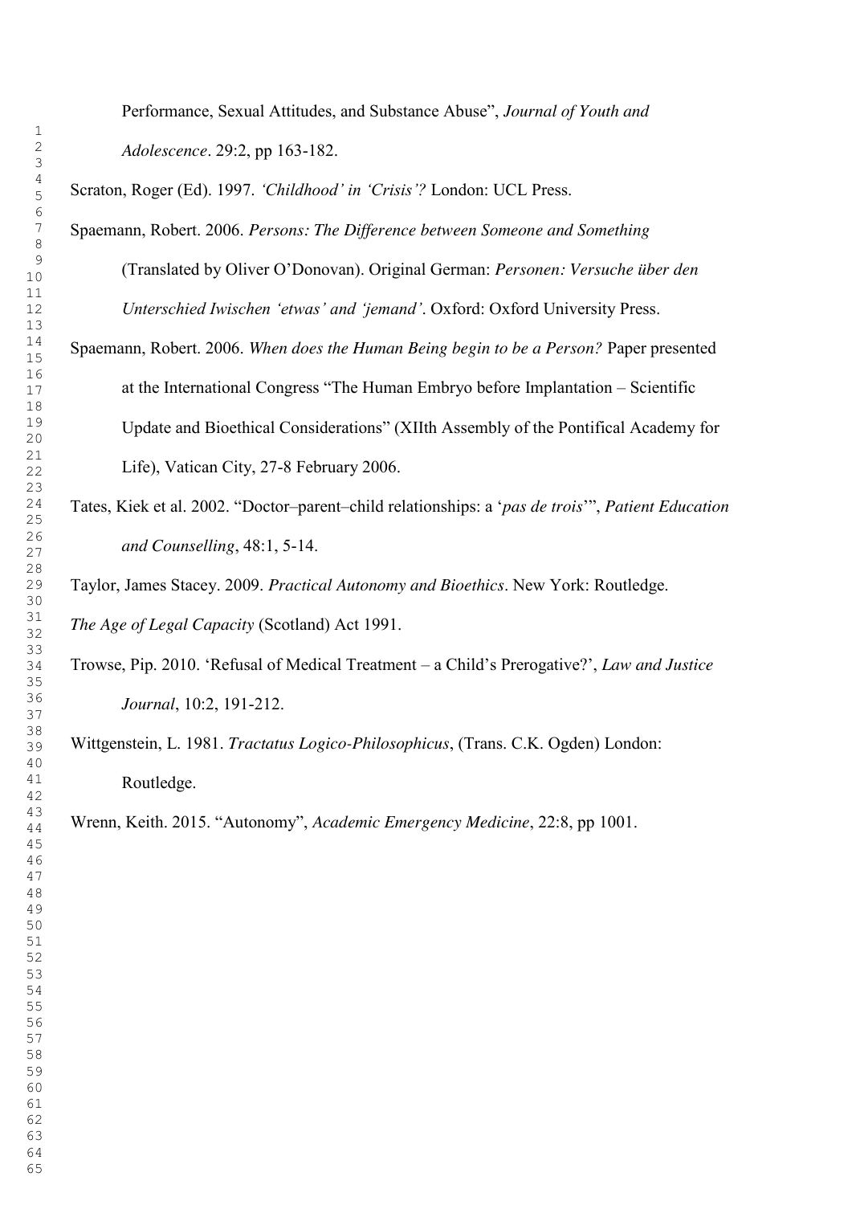Performance, Sexual Attitudes, and Substance Abuse", *Journal of Youth and Adolescence*. 29:2, pp 163-182.

Scraton, Roger (Ed). 1997. *'Childhood' in 'Crisis'?* London: UCL Press.

Spaemann, Robert. 2006. *Persons: The Difference between Someone and Something* (Translated by Oliver O'Donovan). Original German: *Personen: Versuche über den Unterschied Iwischen 'etwas' and 'jemand'*. Oxford: Oxford University Press.

Spaemann, Robert. 2006. *When does the Human Being begin to be a Person?* Paper presented at the International Congress "The Human Embryo before Implantation – Scientific Update and Bioethical Considerations" (XIIth Assembly of the Pontifical Academy for Life), Vatican City, 27-8 February 2006.

Tates, Kiek et al. 2002. "Doctor–parent–child relationships: a '*pas de trois*'", *Patient Education and Counselling*, 48:1, 5-14.

Taylor, James Stacey. 2009. *Practical Autonomy and Bioethics*. New York: Routledge.

*The Age of Legal Capacity* (Scotland) Act 1991.

Trowse, Pip. 2010. 'Refusal of Medical Treatment – a Child's Prerogative?', *Law and Justice Journal*, 10:2, 191-212.

Wittgenstein, L. 1981. *Tractatus Logico-Philosophicus*, (Trans. C.K. Ogden) London: Routledge.

Wrenn, Keith. 2015. "Autonomy", *Academic Emergency Medicine*, 22:8, pp 1001.